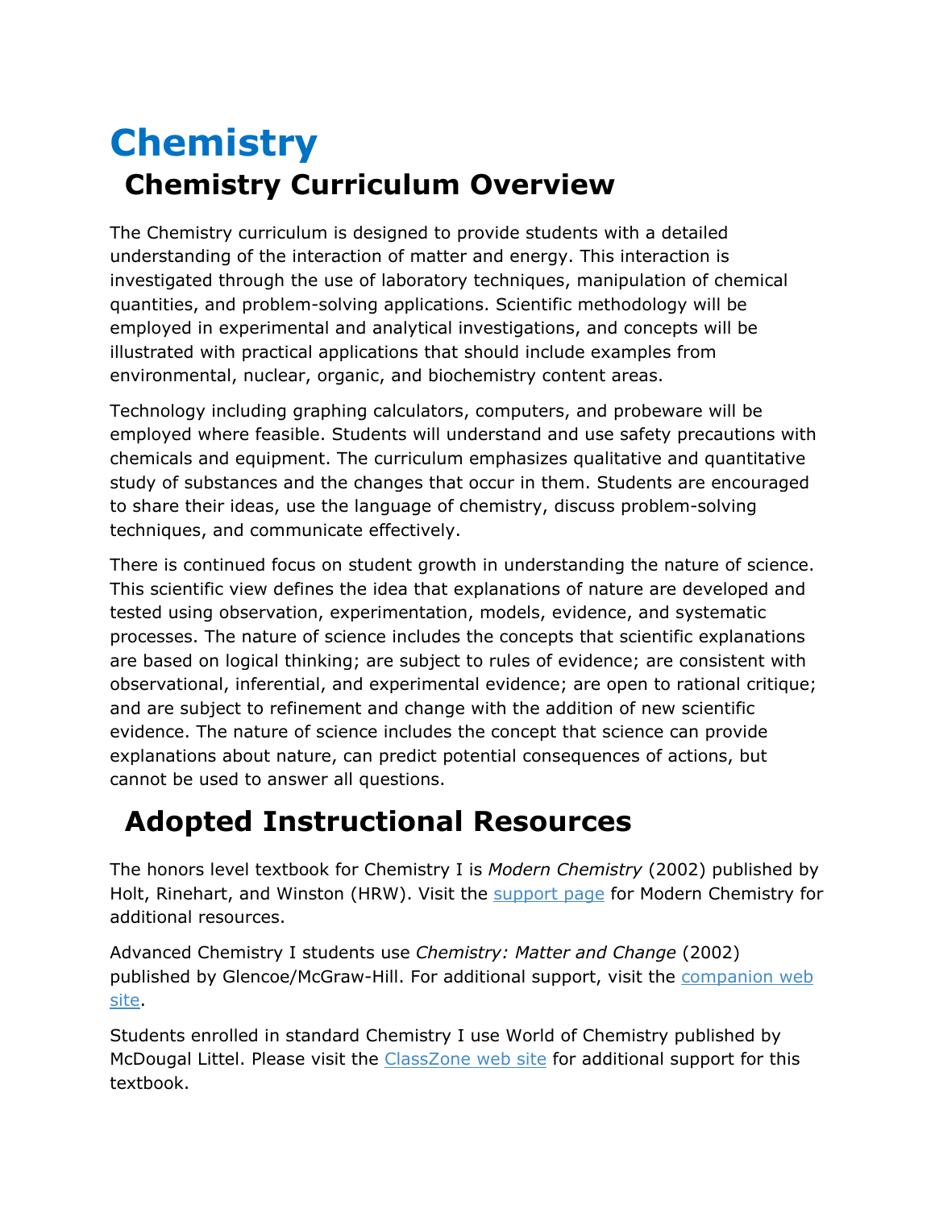# Chemistry

## Chemistry Curriculum Overview

The Chemistry curriculum is designed to provide students with a detailed understanding of the interaction of matter and energy. This interaction is investigated through the use of laboratory techniques, manipulation of chemical quantities, and problem-solving applications. Scientific methodology will be employed in experimental and analytical investigations, and concepts will be illustrated with practical applications that should include examples from environmental, nuclear, organic, and biochemistry content areas.

Technology including graphing calculators, computers, and probeware will be employed where feasible. Students will understand and use safety precautions with chemicals and equipment. The curriculum emphasizes qualitative and quantitative study of substances and the changes that occur in them. Students are encouraged to share their ideas, use the language of chemistry, discuss problem-solving techniques, and communicate effectively.

There is continued focus on student growth in understanding the nature of science. This scientific view defines the idea that explanations of nature are developed and tested using observation, experimentation, models, evidence, and systematic processes. The nature of science includes the concepts that scientific explanations are based on logical thinking; are subject to rules of evidence; are consistent with observational, inferential, and experimental evidence; are open to rational critique; and are subject to refinement and change with the addition of new scientific evidence. The nature of science includes the concept that science can provide explanations about nature, can predict potential consequences of actions, but cannot be used to answer all questions.

## Adopted Instructional Resources

The honors level textbook for Chemistry I is *Modern Chemistry* (2002) published by Holt, Rinehart, and Winston (HRW). Visit the support page for Modern Chemistry for additional resources.

Advanced Chemistry I students use *Chemistry: Matter and Change* (2002) published by Glencoe/McGraw-Hill. For additional support, visit the companion web site.

Students enrolled in standard Chemistry I use World of Chemistry published by McDougal Littel. Please visit the ClassZone web site for additional support for this textbook.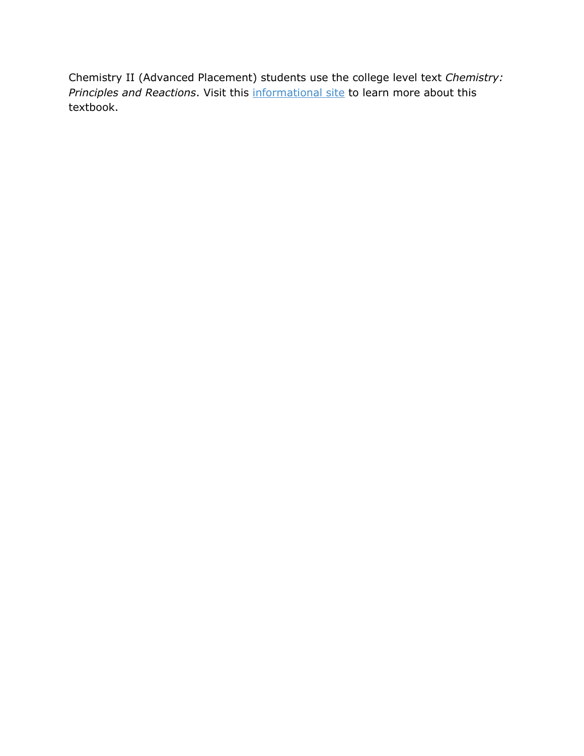Chemistry II (Advanced Placement) students use the college level text *Chemistry: Principles and Reactions*. Visit this informational site to learn more about this textbook.